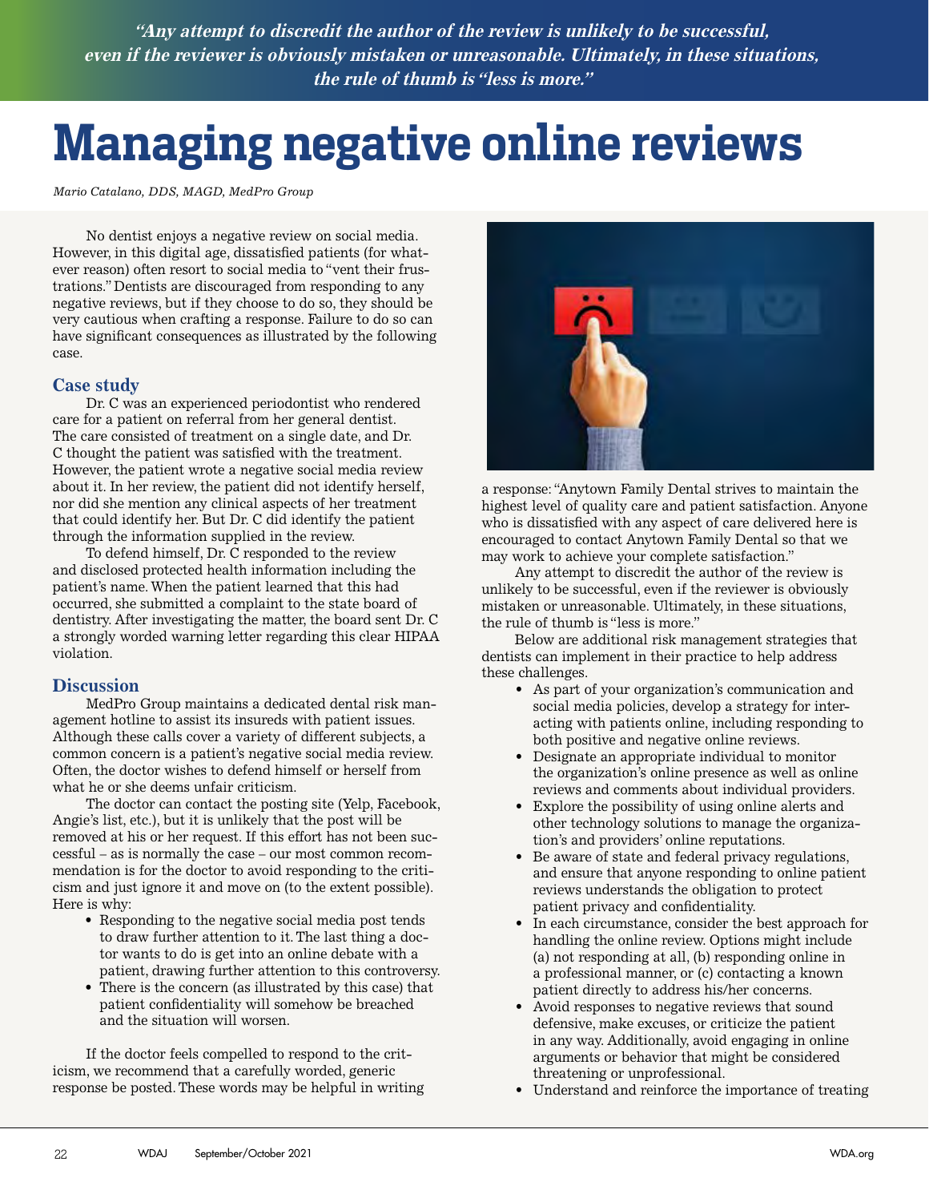*"Any attempt to discredit the author of the review is unlikely to be successful, even if the reviewer is obviously mistaken or unreasonable. Ultimately, in these situations, the rule of thumb is "less is more."*

# Managing negative online reviews

*Mario Catalano, DDS, MAGD, MedPro Group*

No dentist enjoys a negative review on social media. However, in this digital age, dissatisfied patients (for whatever reason) often resort to social media to "vent their frustrations." Dentists are discouraged from responding to any negative reviews, but if they choose to do so, they should be very cautious when crafting a response. Failure to do so can have significant consequences as illustrated by the following case.

## Case study

Dr. C was an experienced periodontist who rendered care for a patient on referral from her general dentist. The care consisted of treatment on a single date, and Dr. C thought the patient was satisfied with the treatment. However, the patient wrote a negative social media review about it. In her review, the patient did not identify herself, nor did she mention any clinical aspects of her treatment that could identify her. But Dr. C did identify the patient through the information supplied in the review.

To defend himself, Dr. C responded to the review and disclosed protected health information including the patient's name. When the patient learned that this had occurred, she submitted a complaint to the state board of dentistry. After investigating the matter, the board sent Dr. C a strongly worded warning letter regarding this clear HIPAA violation.

## Discussion

MedPro Group maintains a dedicated dental risk management hotline to assist its insureds with patient issues. Although these calls cover a variety of different subjects, a common concern is a patient's negative social media review. Often, the doctor wishes to defend himself or herself from what he or she deems unfair criticism.

The doctor can contact the posting site (Yelp, Facebook, Angie's list, etc.), but it is unlikely that the post will be removed at his or her request. If this effort has not been successful – as is normally the case – our most common recommendation is for the doctor to avoid responding to the criticism and just ignore it and move on (to the extent possible). Here is why:

- Responding to the negative social media post tends to draw further attention to it. The last thing a doctor wants to do is get into an online debate with a patient, drawing further attention to this controversy.
- There is the concern (as illustrated by this case) that patient confidentiality will somehow be breached and the situation will worsen.

If the doctor feels compelled to respond to the criticism, we recommend that a carefully worded, generic response be posted. These words may be helpful in writing a response: "Anytown Family Dental strives to maintain the highest level of quality care and patient satisfaction. Anyone who is dissatisfied with any aspect of care delivered here is encouraged to contact Anytown Family Dental so that we may work to achieve your complete satisfaction."

Any attempt to discredit the author of the review is unlikely to be successful, even if the reviewer is obviously mistaken or unreasonable. Ultimately, in these situations, the rule of thumb is "less is more."

Below are additional risk management strategies that dentists can implement in their practice to help address these challenges.

- As part of your organization's communication and social media policies, develop a strategy for interacting with patients online, including responding to both positive and negative online reviews.
- Designate an appropriate individual to monitor the organization's online presence as well as online reviews and comments about individual providers.
- Explore the possibility of using online alerts and other technology solutions to manage the organization's and providers' online reputations.
- Be aware of state and federal privacy regulations, and ensure that anyone responding to online patient reviews understands the obligation to protect patient privacy and confidentiality.
- In each circumstance, consider the best approach for handling the online review. Options might include (a) not responding at all, (b) responding online in a professional manner, or (c) contacting a known patient directly to address his/her concerns.
- Avoid responses to negative reviews that sound defensive, make excuses, or criticize the patient in any way. Additionally, avoid engaging in online arguments or behavior that might be considered threatening or unprofessional.
- Understand and reinforce the importance of treating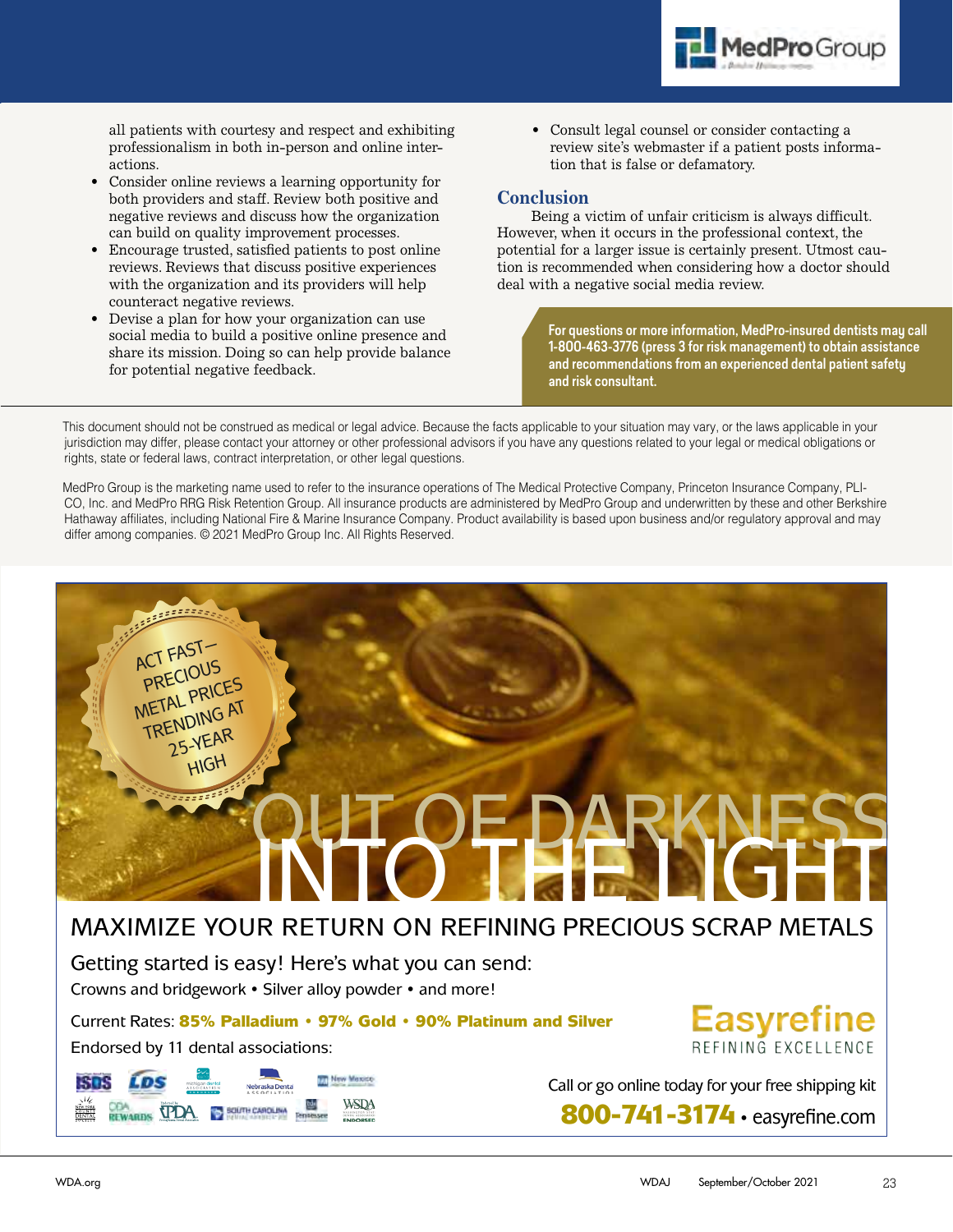all patients with courtesy and respect and exhibiting professionalism in both in-person and online interactions.

- Consider online reviews a learning opportunity for both providers and staff. Review both positive and negative reviews and discuss how the organization can build on quality improvement processes.
- Encourage trusted, satisfied patients to post online reviews. Reviews that discuss positive experiences with the organization and its providers will help counteract negative reviews.
- Devise a plan for how your organization can use social media to build a positive online presence and share its mission. Doing so can help provide balance for potential negative feedback.
- Consult legal counsel or consider contacting a review site's webmaster if a patient posts information that is false or defamatory.

## Conclusion

Being a victim of unfair criticism is always difficult. However, when it occurs in the professional context, the potential for a larger issue is certainly present. Utmost caution is recommended when considering how a doctor should deal with a negative social media review.

**For questions or more information, MedPro-insured dentists may call 1-800-463-3776 (press 3 for risk management) to obtain assistance and recommendations from an experienced dental patient safety and risk consultant.**

This document should not be construed as medical or legal advice. Because the facts applicable to your situation may vary, or the laws applicable in your jurisdiction may differ, please contact your attorney or other professional advisors if you have any questions related to your legal or medical obligations or rights, state or federal laws, contract interpretation, or other legal questions.

MedPro Group is the marketing name used to refer to the insurance operations of The Medical Protective Company, Princeton Insurance Company, PLICO, Inc. and MedPro RRG Risk Retention Group. All insurance products are administered by MedPro Group and underwritten by these and other Berkshire Hathaway affiliates, including National Fire & Marine Insurance Company. Product availability is based upon business and/or regulatory approval and may differ among companies. © 2021 MedPro Group Inc. All Rights Reserved.

ACT FAST— PRECIOUS METAL PRICES TRENDING AT 25-YEAR HIGH

OUT OF DARKNESS INTO THE LIGHT

MAXIMIZE YOUR RETURN ON REFINING PRECIOUS SCRAP METALS

Getting started is easy! Here's what you can send:

Crowns and bridgework • Silver alloy powder • and more!

Current Rates: **85% Palladium • 97% Gold • 90% Platinum and Silver**

Endorsed by 11 dental associations:

Easyrefine
REFINING EXCELLENCE

Call or go online today for your free shipping kit

**800-741-3174** • easyrefine.com